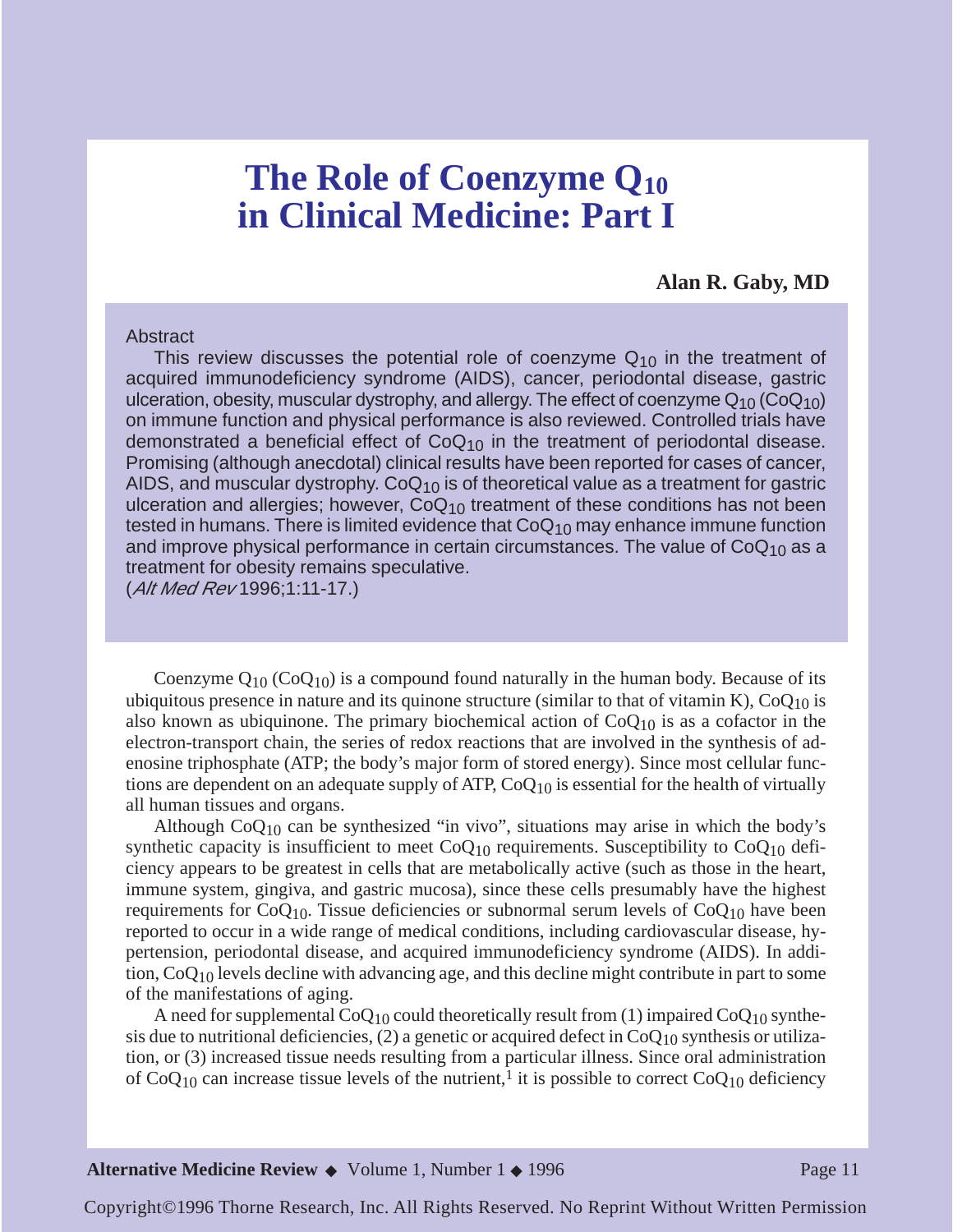# The Role of Coenzyme $Q_{10}$ in Clinical Medicine: Part I

**Alan R. Gaby, MD**

## Abstract

This review discusses the potential role of coenzyme $Q_{10}$ in the treatment of acquired immunodeficiency syndrome (AIDS), cancer, periodontal disease, gastric ulceration, obesity, muscular dystrophy, and allergy. The effect of coenzyme $Q_{10}$ ($CoQ_{10}$) on immune function and physical performance is also reviewed. Controlled trials have demonstrated a beneficial effect of $CoQ_{10}$ in the treatment of periodontal disease. Promising (although anecdotal) clinical results have been reported for cases of cancer, AIDS, and muscular dystrophy. $CoQ_{10}$ is of theoretical value as a treatment for gastric ulceration and allergies; however, $CoQ_{10}$ treatment of these conditions has not been tested in humans. There is limited evidence that $CoQ_{10}$ may enhance immune function and improve physical performance in certain circumstances. The value of $CoQ_{10}$ as a treatment for obesity remains speculative.
(*Alt Med Rev* 1996;1:11-17.)

Coenzyme $Q_{10}$ ($CoQ_{10}$) is a compound found naturally in the human body. Because of its ubiquitous presence in nature and its quinone structure (similar to that of vitamin K), $CoQ_{10}$ is also known as ubiquinone. The primary biochemical action of $CoQ_{10}$ is as a cofactor in the electron-transport chain, the series of redox reactions that are involved in the synthesis of adenosine triphosphate (ATP; the body's major form of stored energy). Since most cellular functions are dependent on an adequate supply of ATP, $CoQ_{10}$ is essential for the health of virtually all human tissues and organs.

Although $CoQ_{10}$ can be synthesized "in vivo", situations may arise in which the body's synthetic capacity is insufficient to meet $CoQ_{10}$ requirements. Susceptibility to $CoQ_{10}$ deficiency appears to be greatest in cells that are metabolically active (such as those in the heart, immune system, gingiva, and gastric mucosa), since these cells presumably have the highest requirements for $CoQ_{10}$. Tissue deficiencies or subnormal serum levels of $CoQ_{10}$ have been reported to occur in a wide range of medical conditions, including cardiovascular disease, hypertension, periodontal disease, and acquired immunodeficiency syndrome (AIDS). In addition, $CoQ_{10}$ levels decline with advancing age, and this decline might contribute in part to some of the manifestations of aging.

A need for supplemental $CoQ_{10}$ could theoretically result from (1) impaired $CoQ_{10}$ synthesis due to nutritional deficiencies, (2) a genetic or acquired defect in $CoQ_{10}$ synthesis or utilization, or (3) increased tissue needs resulting from a particular illness. Since oral administration of $CoQ_{10}$ can increase tissue levels of the nutrient,[1] it is possible to correct $CoQ_{10}$ deficiency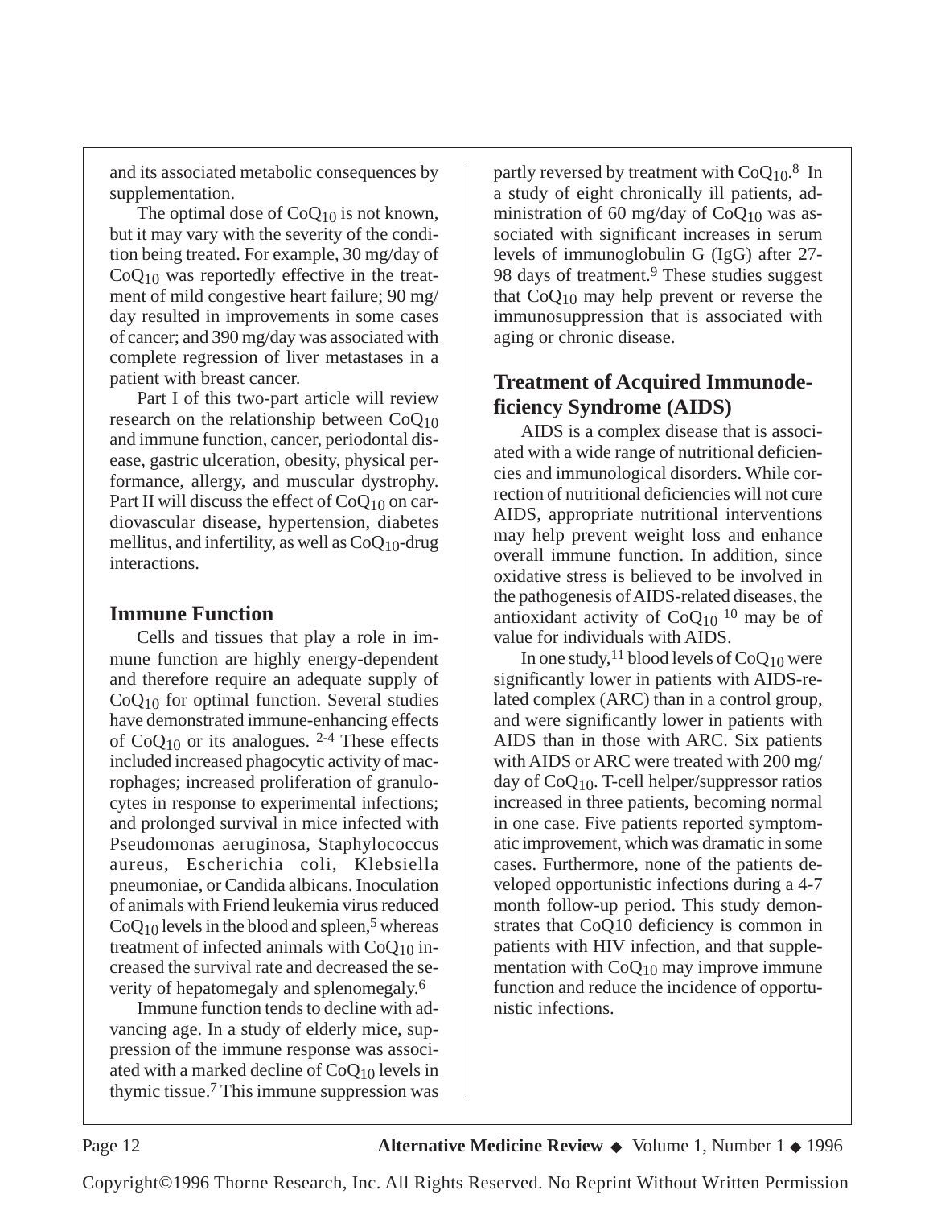and its associated metabolic consequences by supplementation.

The optimal dose of $CoQ_{10}$ is not known, but it may vary with the severity of the condition being treated. For example, 30 mg/day of $CoQ_{10}$ was reportedly effective in the treatment of mild congestive heart failure; 90 mg/day resulted in improvements in some cases of cancer; and 390 mg/day was associated with complete regression of liver metastases in a patient with breast cancer.

Part I of this two-part article will review research on the relationship between $CoQ_{10}$ and immune function, cancer, periodontal disease, gastric ulceration, obesity, physical performance, allergy, and muscular dystrophy. Part II will discuss the effect of $CoQ_{10}$ on cardiovascular disease, hypertension, diabetes mellitus, and infertility, as well as $CoQ_{10}$-drug interactions.

## Immune Function

Cells and tissues that play a role in immune function are highly energy-dependent and therefore require an adequate supply of $CoQ_{10}$ for optimal function. Several studies have demonstrated immune-enhancing effects of $CoQ_{10}$ or its analogues. [2-4] These effects included increased phagocytic activity of macrophages; increased proliferation of granulocytes in response to experimental infections; and prolonged survival in mice infected with Pseudomonas aeruginosa, Staphylococcus aureus, Escherichia coli, Klebsiella pneumoniae, or Candida albicans. Inoculation of animals with Friend leukemia virus reduced $CoQ_{10}$ levels in the blood and spleen,[5] whereas treatment of infected animals with $CoQ_{10}$ increased the survival rate and decreased the severity of hepatomegaly and splenomegaly.[6]

Immune function tends to decline with advancing age. In a study of elderly mice, suppression of the immune response was associated with a marked decline of $CoQ_{10}$ levels in thymic tissue.[7] This immune suppression was partly reversed by treatment with $CoQ_{10}$.[8] In a study of eight chronically ill patients, administration of 60 mg/day of $CoQ_{10}$ was associated with significant increases in serum levels of immunoglobulin G (IgG) after 27-98 days of treatment.[9] These studies suggest that $CoQ_{10}$ may help prevent or reverse the immunosuppression that is associated with aging or chronic disease.

## Treatment of Acquired Immunodeficiency Syndrome (AIDS)

AIDS is a complex disease that is associated with a wide range of nutritional deficiencies and immunological disorders. While correction of nutritional deficiencies will not cure AIDS, appropriate nutritional interventions may help prevent weight loss and enhance overall immune function. In addition, since oxidative stress is believed to be involved in the pathogenesis of AIDS-related diseases, the antioxidant activity of $CoQ_{10}$ [10] may be of value for individuals with AIDS.

In one study,[11] blood levels of $CoQ_{10}$ were significantly lower in patients with AIDS-related complex (ARC) than in a control group, and were significantly lower in patients with AIDS than in those with ARC. Six patients with AIDS or ARC were treated with 200 mg/day of $CoQ_{10}$. T-cell helper/suppressor ratios increased in three patients, becoming normal in one case. Five patients reported symptomatic improvement, which was dramatic in some cases. Furthermore, none of the patients developed opportunistic infections during a 4-7 month follow-up period. This study demonstrates that CoQ10 deficiency is common in patients with HIV infection, and that supplementation with $CoQ_{10}$ may improve immune function and reduce the incidence of opportunistic infections.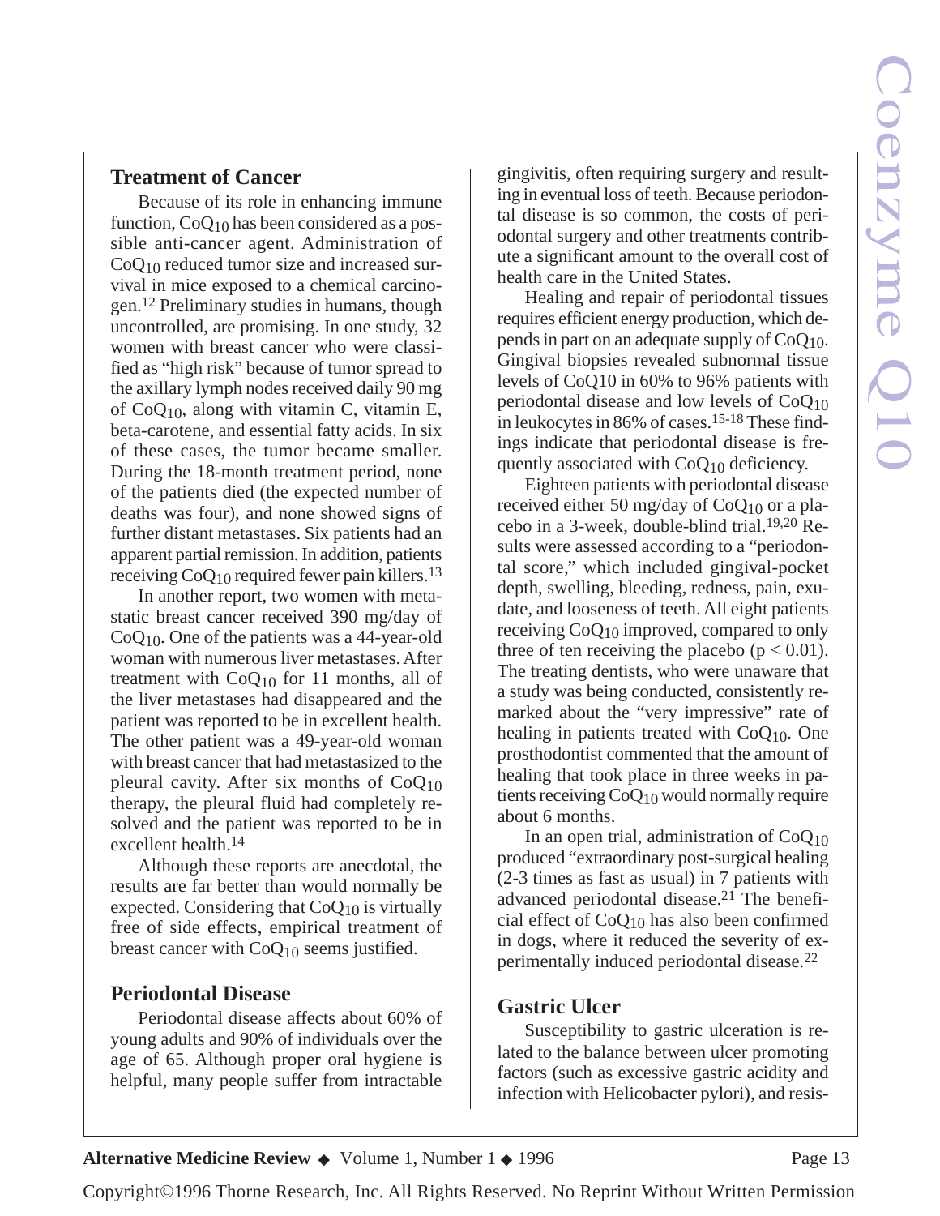## Treatment of Cancer

Because of its role in enhancing immune function, $CoQ_{10}$ has been considered as a possible anti-cancer agent. Administration of $CoQ_{10}$ reduced tumor size and increased survival in mice exposed to a chemical carcinogen.[12] Preliminary studies in humans, though uncontrolled, are promising. In one study, 32 women with breast cancer who were classified as "high risk" because of tumor spread to the axillary lymph nodes received daily 90 mg of $CoQ_{10}$, along with vitamin C, vitamin E, beta-carotene, and essential fatty acids. In six of these cases, the tumor became smaller. During the 18-month treatment period, none of the patients died (the expected number of deaths was four), and none showed signs of further distant metastases. Six patients had an apparent partial remission. In addition, patients receiving $CoQ_{10}$ required fewer pain killers.[13]

In another report, two women with metastatic breast cancer received 390 mg/day of $CoQ_{10}$. One of the patients was a 44-year-old woman with numerous liver metastases. After treatment with $CoQ_{10}$ for 11 months, all of the liver metastases had disappeared and the patient was reported to be in excellent health. The other patient was a 49-year-old woman with breast cancer that had metastasized to the pleural cavity. After six months of $CoQ_{10}$ therapy, the pleural fluid had completely resolved and the patient was reported to be in excellent health.[14]

Although these reports are anecdotal, the results are far better than would normally be expected. Considering that $CoQ_{10}$ is virtually free of side effects, empirical treatment of breast cancer with $CoQ_{10}$ seems justified.

## Periodontal Disease

Periodontal disease affects about 60% of young adults and 90% of individuals over the age of 65. Although proper oral hygiene is helpful, many people suffer from intractable gingivitis, often requiring surgery and resulting in eventual loss of teeth. Because periodontal disease is so common, the costs of periodontal surgery and other treatments contribute a significant amount to the overall cost of health care in the United States.

Healing and repair of periodontal tissues requires efficient energy production, which depends in part on an adequate supply of $CoQ_{10}$. Gingival biopsies revealed subnormal tissue levels of CoQ10 in 60% to 96% patients with periodontal disease and low levels of $CoQ_{10}$ in leukocytes in 86% of cases.[15-18] These findings indicate that periodontal disease is frequently associated with $CoQ_{10}$ deficiency.

Eighteen patients with periodontal disease received either 50 mg/day of $CoQ_{10}$ or a placebo in a 3-week, double-blind trial.[19,20] Results were assessed according to a "periodontal score," which included gingival-pocket depth, swelling, bleeding, redness, pain, exudate, and looseness of teeth. All eight patients receiving $CoQ_{10}$ improved, compared to only three of ten receiving the placebo ($p < 0.01$). The treating dentists, who were unaware that a study was being conducted, consistently remarked about the "very impressive" rate of healing in patients treated with $CoQ_{10}$. One prosthodontist commented that the amount of healing that took place in three weeks in patients receiving $CoQ_{10}$ would normally require about 6 months.

In an open trial, administration of $CoQ_{10}$ produced "extraordinary post-surgical healing (2-3 times as fast as usual) in 7 patients with advanced periodontal disease.[21] The beneficial effect of $CoQ_{10}$ has also been confirmed in dogs, where it reduced the severity of experimentally induced periodontal disease.[22]

## Gastric Ulcer

Susceptibility to gastric ulceration is related to the balance between ulcer promoting factors (such as excessive gastric acidity and infection with Helicobacter pylori), and resis-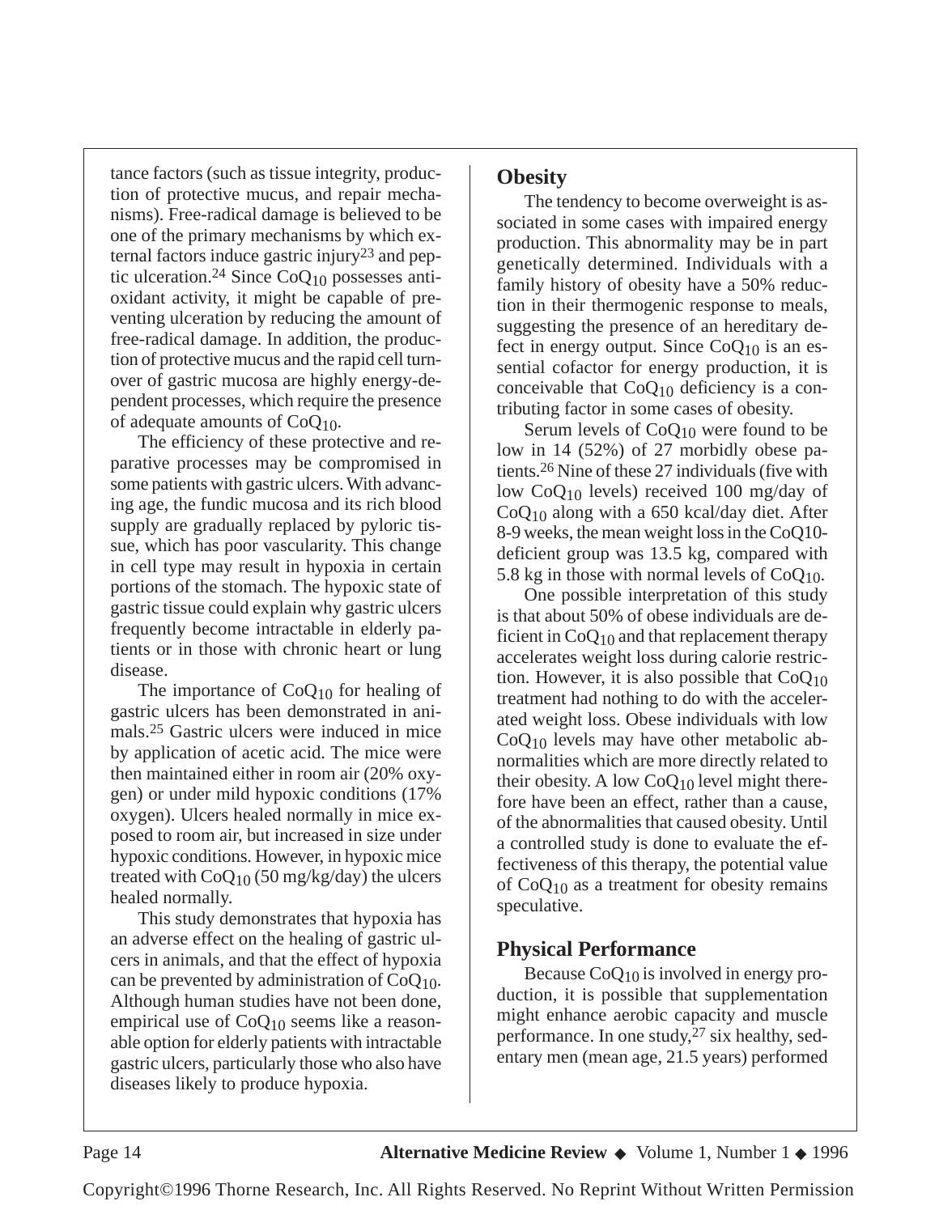tance factors (such as tissue integrity, production of protective mucus, and repair mechanisms). Free-radical damage is believed to be one of the primary mechanisms by which external factors induce gastric injury[23] and peptic ulceration.[24] Since $CoQ_{10}$ possesses antioxidant activity, it might be capable of preventing ulceration by reducing the amount of free-radical damage. In addition, the production of protective mucus and the rapid cell turnover of gastric mucosa are highly energy-dependent processes, which require the presence of adequate amounts of $CoQ_{10}$.

The efficiency of these protective and reparative processes may be compromised in some patients with gastric ulcers. With advancing age, the fundic mucosa and its rich blood supply are gradually replaced by pyloric tissue, which has poor vascularity. This change in cell type may result in hypoxia in certain portions of the stomach. The hypoxic state of gastric tissue could explain why gastric ulcers frequently become intractable in elderly patients or in those with chronic heart or lung disease.

The importance of $CoQ_{10}$ for healing of gastric ulcers has been demonstrated in animals.[25] Gastric ulcers were induced in mice by application of acetic acid. The mice were then maintained either in room air (20% oxygen) or under mild hypoxic conditions (17% oxygen). Ulcers healed normally in mice exposed to room air, but increased in size under hypoxic conditions. However, in hypoxic mice treated with $CoQ_{10}$ (50 mg/kg/day) the ulcers healed normally.

This study demonstrates that hypoxia has an adverse effect on the healing of gastric ulcers in animals, and that the effect of hypoxia can be prevented by administration of $CoQ_{10}$. Although human studies have not been done, empirical use of $CoQ_{10}$ seems like a reasonable option for elderly patients with intractable gastric ulcers, particularly those who also have diseases likely to produce hypoxia.

## Obesity

The tendency to become overweight is associated in some cases with impaired energy production. This abnormality may be in part genetically determined. Individuals with a family history of obesity have a 50% reduction in their thermogenic response to meals, suggesting the presence of an hereditary defect in energy output. Since $CoQ_{10}$ is an essential cofactor for energy production, it is conceivable that $CoQ_{10}$ deficiency is a contributing factor in some cases of obesity.

Serum levels of $CoQ_{10}$ were found to be low in 14 (52%) of 27 morbidly obese patients.[26] Nine of these 27 individuals (five with low $CoQ_{10}$ levels) received 100 mg/day of $CoQ_{10}$ along with a 650 kcal/day diet. After 8-9 weeks, the mean weight loss in the CoQ10-deficient group was 13.5 kg, compared with 5.8 kg in those with normal levels of $CoQ_{10}$.

One possible interpretation of this study is that about 50% of obese individuals are deficient in $CoQ_{10}$ and that replacement therapy accelerates weight loss during calorie restriction. However, it is also possible that $CoQ_{10}$ treatment had nothing to do with the accelerated weight loss. Obese individuals with low $CoQ_{10}$ levels may have other metabolic abnormalities which are more directly related to their obesity. A low $CoQ_{10}$ level might therefore have been an effect, rather than a cause, of the abnormalities that caused obesity. Until a controlled study is done to evaluate the effectiveness of this therapy, the potential value of $CoQ_{10}$ as a treatment for obesity remains speculative.

## Physical Performance

Because $CoQ_{10}$ is involved in energy production, it is possible that supplementation might enhance aerobic capacity and muscle performance. In one study,[27] six healthy, sedentary men (mean age, 21.5 years) performed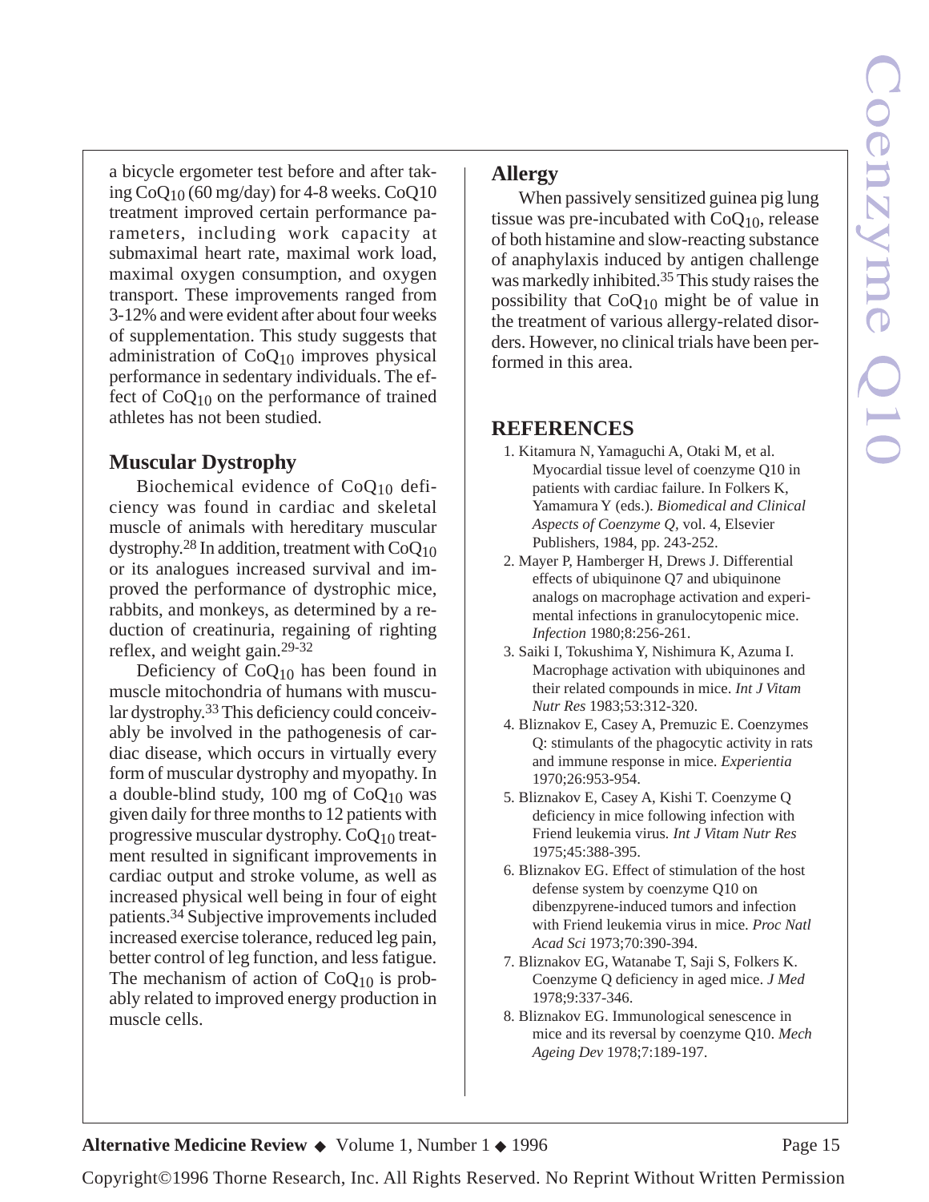a bicycle ergometer test before and after taking $CoQ_{10}$ (60 mg/day) for 4-8 weeks. CoQ10 treatment improved certain performance parameters, including work capacity at submaximal heart rate, maximal work load, maximal oxygen consumption, and oxygen transport. These improvements ranged from 3-12% and were evident after about four weeks of supplementation. This study suggests that administration of $CoQ_{10}$ improves physical performance in sedentary individuals. The effect of $CoQ_{10}$ on the performance of trained athletes has not been studied.

## Muscular Dystrophy

Biochemical evidence of $CoQ_{10}$ deficiency was found in cardiac and skeletal muscle of animals with hereditary muscular dystrophy.[28] In addition, treatment with $CoQ_{10}$ or its analogues increased survival and improved the performance of dystrophic mice, rabbits, and monkeys, as determined by a reduction of creatinuria, regaining of righting reflex, and weight gain.[29-32]

Deficiency of $CoQ_{10}$ has been found in muscle mitochondria of humans with muscular dystrophy.[33] This deficiency could conceivably be involved in the pathogenesis of cardiac disease, which occurs in virtually every form of muscular dystrophy and myopathy. In a double-blind study, 100 mg of $CoQ_{10}$ was given daily for three months to 12 patients with progressive muscular dystrophy. $CoQ_{10}$ treatment resulted in significant improvements in cardiac output and stroke volume, as well as increased physical well being in four of eight patients.[34] Subjective improvements included increased exercise tolerance, reduced leg pain, better control of leg function, and less fatigue. The mechanism of action of $CoQ_{10}$ is probably related to improved energy production in muscle cells.

## Allergy

When passively sensitized guinea pig lung tissue was pre-incubated with $CoQ_{10}$, release of both histamine and slow-reacting substance of anaphylaxis induced by antigen challenge was markedly inhibited.[35] This study raises the possibility that $CoQ_{10}$ might be of value in the treatment of various allergy-related disorders. However, no clinical trials have been performed in this area.

## REFERENCES

1. Kitamura N, Yamaguchi A, Otaki M, et al. Myocardial tissue level of coenzyme Q10 in patients with cardiac failure. In Folkers K, Yamamura Y (eds.). *Biomedical and Clinical Aspects of Coenzyme Q*, vol. 4, Elsevier Publishers, 1984, pp. 243-252.
2. Mayer P, Hamberger H, Drews J. Differential effects of ubiquinone Q7 and ubiquinone analogs on macrophage activation and experimental infections in granulocytopenic mice. *Infection* 1980;8:256-261.
3. Saiki I, Tokushima Y, Nishimura K, Azuma I. Macrophage activation with ubiquinones and their related compounds in mice. *Int J Vitam Nutr Res* 1983;53:312-320.
4. Bliznakov E, Casey A, Premuzic E. Coenzymes Q: stimulants of the phagocytic activity in rats and immune response in mice. *Experientia* 1970;26:953-954.
5. Bliznakov E, Casey A, Kishi T. Coenzyme Q deficiency in mice following infection with Friend leukemia virus. *Int J Vitam Nutr Res* 1975;45:388-395.
6. Bliznakov EG. Effect of stimulation of the host defense system by coenzyme Q10 on dibenzpyrene-induced tumors and infection with Friend leukemia virus in mice. *Proc Natl Acad Sci* 1973;70:390-394.
7. Bliznakov EG, Watanabe T, Saji S, Folkers K. Coenzyme Q deficiency in aged mice. *J Med* 1978;9:337-346.
8. Bliznakov EG. Immunological senescence in mice and its reversal by coenzyme Q10. *Mech Ageing Dev* 1978;7:189-197.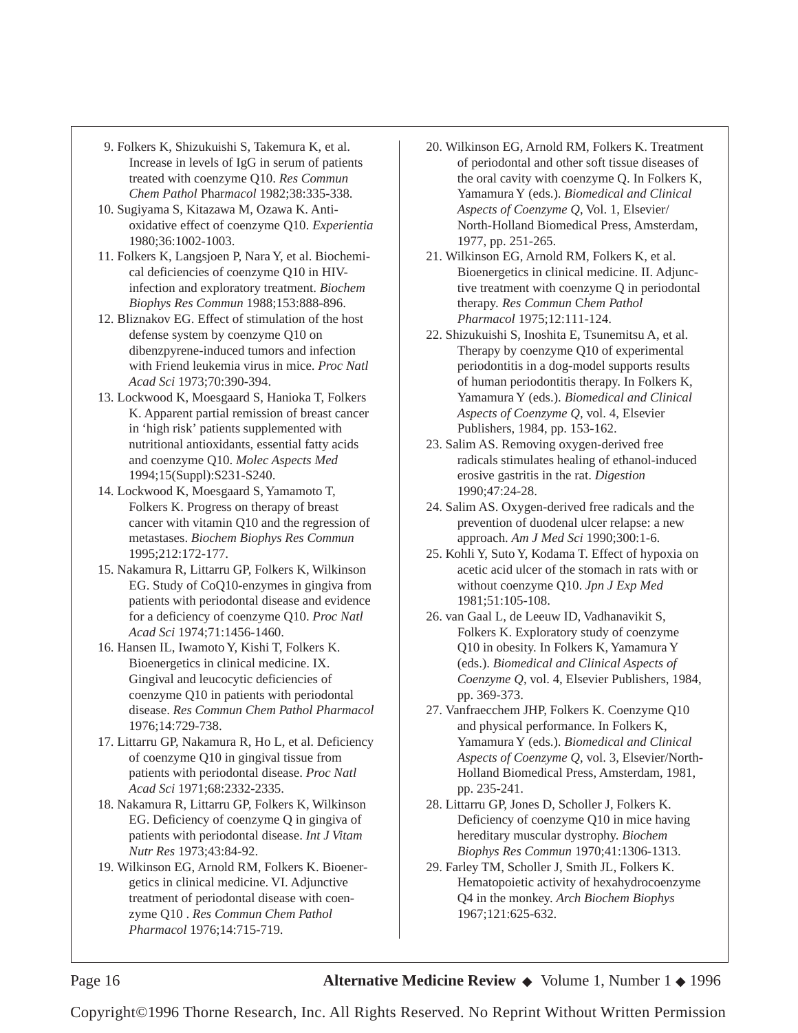9. Folkers K, Shizukuishi S, Takemura K, et al. Increase in levels of IgG in serum of patients treated with coenzyme Q10. *Res Commun Chem Pathol* Ph*armacol* 1982;38:335-338.
10. Sugiyama S, Kitazawa M, Ozawa K. Anti-oxidative effect of coenzyme Q10. *Experientia* 1980;36:1002-1003.
11. Folkers K, Langsjoen P, Nara Y, et al. Biochemical deficiencies of coenzyme Q10 in HIV-infection and exploratory treatment. *Biochem Biophys Res Commun* 1988;153:888-896.
12. Bliznakov EG. Effect of stimulation of the host defense system by coenzyme Q10 on dibenzpyrene-induced tumors and infection with Friend leukemia virus in mice. *Proc Natl Acad Sci* 1973;70:390-394.
13. Lockwood K, Moesgaard S, Hanioka T, Folkers K. Apparent partial remission of breast cancer in 'high risk' patients supplemented with nutritional antioxidants, essential fatty acids and coenzyme Q10. *Molec Aspects Med* 1994;15(Suppl):S231-S240.
14. Lockwood K, Moesgaard S, Yamamoto T, Folkers K. Progress on therapy of breast cancer with vitamin Q10 and the regression of metastases. *Biochem Biophys Res Commun* 1995;212:172-177.
15. Nakamura R, Littarru GP, Folkers K, Wilkinson EG. Study of CoQ10-enzymes in gingiva from patients with periodontal disease and evidence for a deficiency of coenzyme Q10. *Proc Natl Acad Sci* 1974;71:1456-1460.
16. Hansen IL, Iwamoto Y, Kishi T, Folkers K. Bioenergetics in clinical medicine. IX. Gingival and leucocytic deficiencies of coenzyme Q10 in patients with periodontal disease. *Res Commun Chem Pathol Pharmacol* 1976;14:729-738.
17. Littarru GP, Nakamura R, Ho L, et al. Deficiency of coenzyme Q10 in gingival tissue from patients with periodontal disease. *Proc Natl Acad Sci* 1971;68:2332-2335.
18. Nakamura R, Littarru GP, Folkers K, Wilkinson EG. Deficiency of coenzyme Q in gingiva of patients with periodontal disease. *Int J Vitam Nutr Res* 1973;43:84-92.
19. Wilkinson EG, Arnold RM, Folkers K. Bioenergetics in clinical medicine. VI. Adjunctive treatment of periodontal disease with coenzyme Q10 . *Res Commun Chem Pathol Pharmacol* 1976;14:715-719.
20. Wilkinson EG, Arnold RM, Folkers K. Treatment of periodontal and other soft tissue diseases of the oral cavity with coenzyme Q. In Folkers K, Yamamura Y (eds.). *Biomedical and Clinical Aspects of Coenzyme Q*, Vol. 1, Elsevier/ North-Holland Biomedical Press, Amsterdam, 1977, pp. 251-265.
21. Wilkinson EG, Arnold RM, Folkers K, et al. Bioenergetics in clinical medicine. II. Adjunctive treatment with coenzyme Q in periodontal therapy. *Res Commun* C*hem Pathol Pharmacol* 1975;12:111-124.
22. Shizukuishi S, Inoshita E, Tsunemitsu A, et al. Therapy by coenzyme Q10 of experimental periodontitis in a dog-model supports results of human periodontitis therapy. In Folkers K, Yamamura Y (eds.). *Biomedical and Clinical Aspects of Coenzyme Q*, vol. 4, Elsevier Publishers, 1984, pp. 153-162.
23. Salim AS. Removing oxygen-derived free radicals stimulates healing of ethanol-induced erosive gastritis in the rat. *Digestion* 1990;47:24-28.
24. Salim AS. Oxygen-derived free radicals and the prevention of duodenal ulcer relapse: a new approach. *Am J Med Sci* 1990;300:1-6.
25. Kohli Y, Suto Y, Kodama T. Effect of hypoxia on acetic acid ulcer of the stomach in rats with or without coenzyme Q10. *Jpn J Exp Med* 1981;51:105-108.
26. van Gaal L, de Leeuw ID, Vadhanavikit S, Folkers K. Exploratory study of coenzyme Q10 in obesity. In Folkers K, Yamamura Y (eds.). *Biomedical and Clinical Aspects of Coenzyme Q*, vol. 4, Elsevier Publishers, 1984, pp. 369-373.
27. Vanfraecchem JHP, Folkers K. Coenzyme Q10 and physical performance. In Folkers K, Yamamura Y (eds.). *Biomedical and Clinical Aspects of Coenzyme Q*, vol. 3, Elsevier/North-Holland Biomedical Press, Amsterdam, 1981, pp. 235-241.
28. Littarru GP, Jones D, Scholler J, Folkers K. Deficiency of coenzyme Q10 in mice having hereditary muscular dystrophy. *Biochem Biophys Res Commun* 1970;41:1306-1313.
29. Farley TM, Scholler J, Smith JL, Folkers K. Hematopoietic activity of hexahydrocoenzyme Q4 in the monkey. *Arch Biochem Biophys* 1967;121:625-632.

Copyright©1996 Thorne Research, Inc. All Rights Reserved. No Reprint Without Written Permission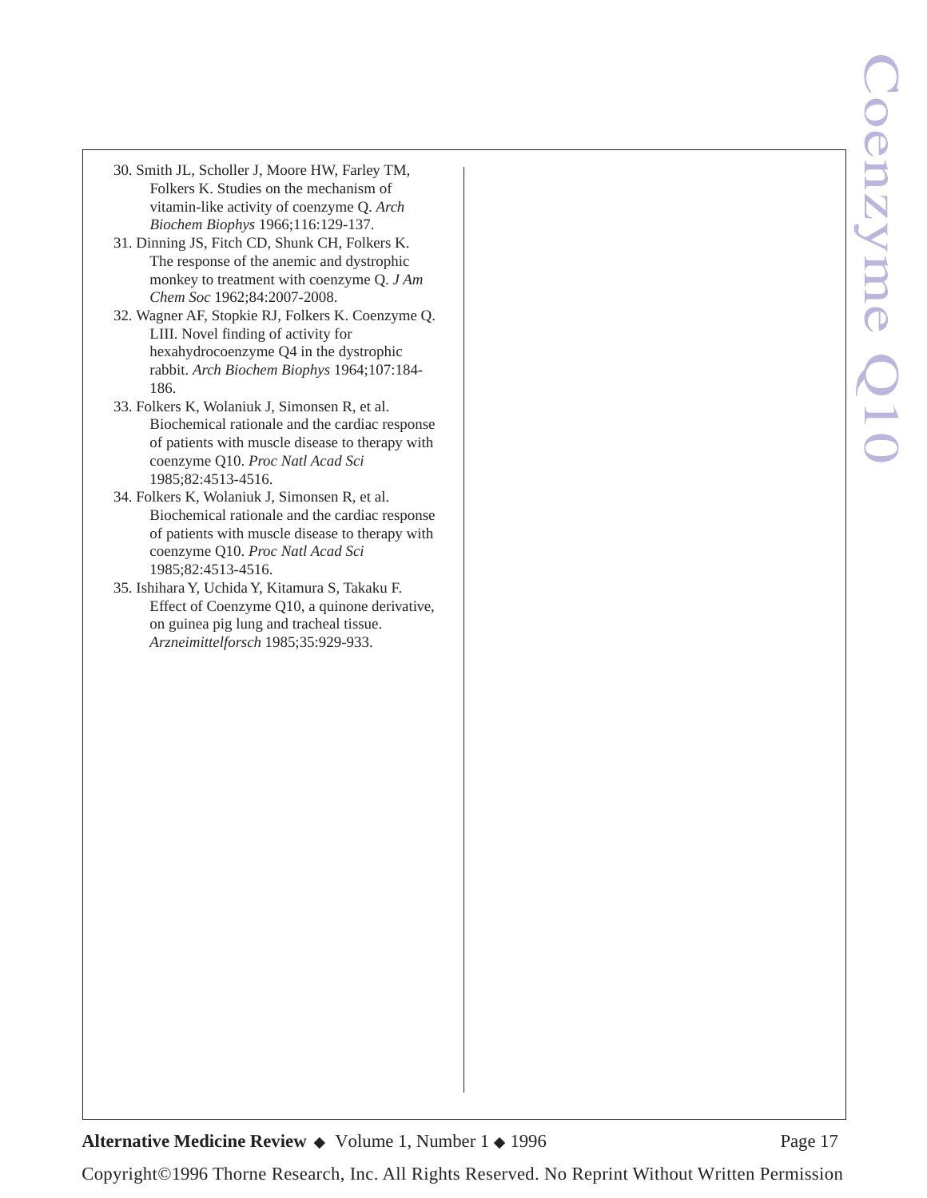30. Smith JL, Scholler J, Moore HW, Farley TM, Folkers K. Studies on the mechanism of vitamin-like activity of coenzyme Q. *Arch Biochem Biophys* 1966;116:129-137.
31. Dinning JS, Fitch CD, Shunk CH, Folkers K. The response of the anemic and dystrophic monkey to treatment with coenzyme Q. *J Am Chem Soc* 1962;84:2007-2008.
32. Wagner AF, Stopkie RJ, Folkers K. Coenzyme Q. LIII. Novel finding of activity for hexahydrocoenzyme Q4 in the dystrophic rabbit. *Arch Biochem Biophys* 1964;107:184-186.
33. Folkers K, Wolaniuk J, Simonsen R, et al. Biochemical rationale and the cardiac response of patients with muscle disease to therapy with coenzyme Q10. *Proc Natl Acad Sci* 1985;82:4513-4516.
34. Folkers K, Wolaniuk J, Simonsen R, et al. Biochemical rationale and the cardiac response of patients with muscle disease to therapy with coenzyme Q10. *Proc Natl Acad Sci* 1985;82:4513-4516.
35. Ishihara Y, Uchida Y, Kitamura S, Takaku F. Effect of Coenzyme Q10, a quinone derivative, on guinea pig lung and tracheal tissue. *Arzneimittelforsch* 1985;35:929-933.

Copyright©1996 Thorne Research, Inc. All Rights Reserved. No Reprint Without Written Permission